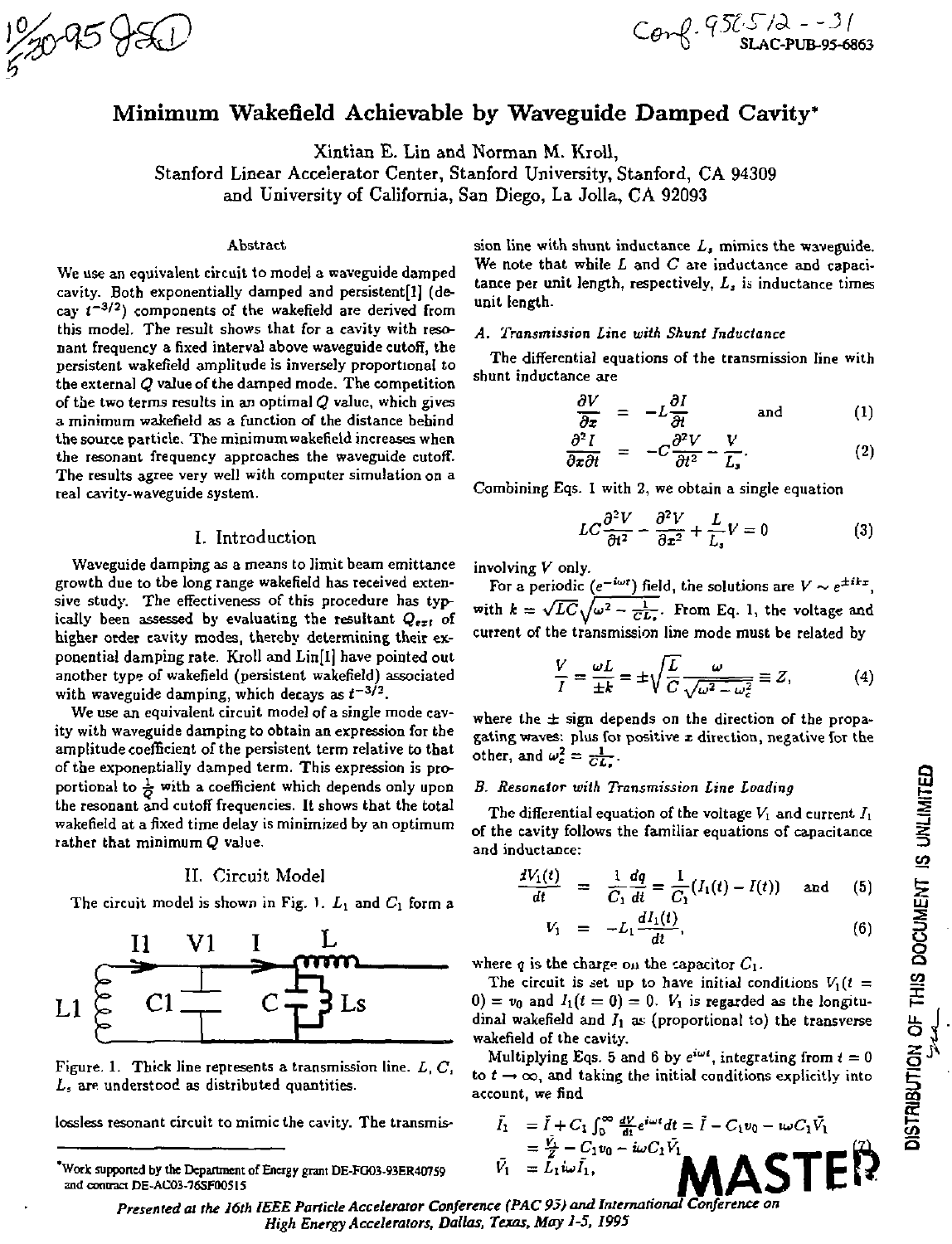# Minimum Wakefield Achievable by Waveguide Damped Cavity*

Xintian E. Lin and Norman M. Kroll,
Stanford Linear Accelerator Center, Stanford University, Stanford, CA 94309
and University of California, San Diego, La Jolla, CA 92093

### Abstract

We use an equivalent circuit to model a waveguide damped cavity. Both exponentially damped and persistent[1] (decay $t^{-3/2}$) components of the wakefield are derived from this model. The result shows that for a cavity with resonant frequency a fixed interval above waveguide cutoff, the persistent wakefield amplitude is inversely proportional to the external Q value of the damped mode. The competition of the two terms results in an optimal Q value, which gives a minimum wakefield as a function of the distance behind the source particle. The minimum wakefield increases when the resonant frequency approaches the waveguide cutoff. The results agree very well with computer simulation on a real cavity-waveguide system.

## I. Introduction

Waveguide damping as a means to limit beam emittance growth due to the long range wakefield has received extensive study. The effectiveness of this procedure has typically been assessed by evaluating the resultant $Q_{ext}$ of higher order cavity modes, thereby determining their exponential damping rate. Kroll and Lin[1] have pointed out another type of wakefield (persistent wakefield) associated with waveguide damping, which decays as $t^{-3/2}$.

We use an equivalent circuit model of a single mode cavity with waveguide damping to obtain an expression for the amplitude coefficient of the persistent term relative to that of the exponentially damped term. This expression is proportional to $\frac{1}{Q}$ with a coefficient which depends only upon the resonant and cutoff frequencies. It shows that the total wakefield at a fixed time delay is minimized by an optimum rather that minimum Q value.

## II. Circuit Model

The circuit model is shown in Fig. 1. $L_1$ and $C_1$ form a lossless resonant circuit to mimic the cavity. The transmission line with shunt inductance $L_s$ mimics the waveguide. We note that while $L$ and $C$ are inductance and capacitance per unit length, respectively, $L_s$ is inductance times unit length.

Figure. 1. Thick line represents a transmission line. $L$, $C$, $L_s$ are understood as distributed quantities.

### A. Transmission Line with Shunt Inductance

The differential equations of the transmission line with shunt inductance are

$$\frac{\partial V}{\partial x} = -L\frac{\partial I}{\partial t} \quad \text{and} \tag{1}$$

$$\frac{\partial^2 I}{\partial x \partial t} = -C\frac{\partial^2 V}{\partial t^2} - \frac{V}{L_s}. \tag{2}$$

Combining Eqs. 1 with 2, we obtain a single equation

$$LC\frac{\partial^2 V}{\partial t^2} - \frac{\partial^2 V}{\partial x^2} + \frac{L}{L_s}V = 0 \tag{3}$$

involving $V$ only.

For a periodic ($e^{-i\omega t}$) field, the solutions are $V \sim e^{\pm ikx}$, with $k = \sqrt{LC}\sqrt{\omega^2 - \frac{1}{CL_s}}$. From Eq. 1, the voltage and current of the transmission line mode must be related by

$$\frac{V}{I} = \frac{\omega L}{\pm k} = \pm\sqrt{\frac{L}{C}}\frac{\omega}{\sqrt{\omega^2 - \omega_c^2}} \equiv Z, \tag{4}$$

where the $\pm$ sign depends on the direction of the propagating waves: plus for positive $x$ direction, negative for the other, and $\omega_c^2 = \frac{1}{CL_s}$.

### B. Resonator with Transmission Line Loading

The differential equation of the voltage $V_1$ and current $I_1$ of the cavity follows the familiar equations of capacitance and inductance:

$$\frac{dV_1(t)}{dt} = \frac{1}{C_1}\frac{dq}{dt} = \frac{1}{C_1}(I_1(t) - I(t)) \quad \text{and} \tag{5}$$

$$V_1 = -L_1\frac{dI_1(t)}{dt}, \tag{6}$$

where $q$ is the charge on the capacitor $C_1$.

The circuit is set up to have initial conditions $V_1(t=0) = v_0$ and $I_1(t=0) = 0$. $V_1$ is regarded as the longitudinal wakefield and $I_1$ as (proportional to) the transverse wakefield of the cavity.

Multiplying Eqs. 5 and 6 by $e^{i\omega t}$, integrating from $t = 0$ to $t \to \infty$, and taking the initial conditions explicitly into account, we find

$$\begin{aligned}
\tilde{I}_1 &= \tilde{I} + C_1\int_0^\infty \frac{dV}{dt}e^{i\omega t}dt = \tilde{I} - C_1 v_0 - i\omega C_1\tilde{V}_1 \\
&= \frac{\tilde{V}_1}{Z} - C_1 v_0 - i\omega C_1\tilde{V}_1 \\
\tilde{V}_1 &= L_1 i\omega\tilde{I}_1,
\end{aligned} \tag{7}$$

*Work supported by the Department of Energy grant DE-FG03-93ER40759 and contract DE-AC03-76SF00515

*Presented at the 16th IEEE Particle Accelerator Conference (PAC 95) and International Conference on High Energy Accelerators, Dallas, Texas, May 1-5, 1995*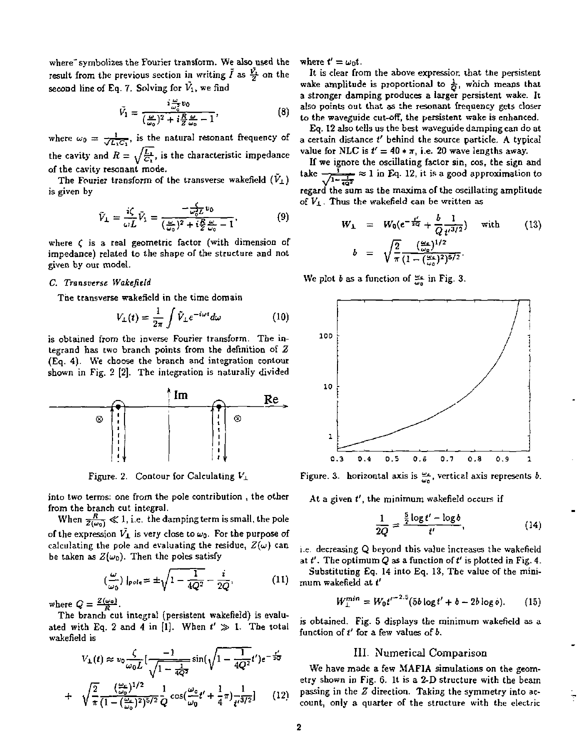where ˜ symbolizes the Fourier transform. We also used the result from the previous section in writing $\tilde{I}$ as $\frac{\tilde{V}_1}{Z}$ on the second line of Eq. 7. Solving for $\tilde{V}_1$, we find

$$\tilde{V}_1 = \frac{i\frac{\omega}{\omega_0^2}v_0}{(\frac{\omega}{\omega_0})^2 + i\frac{R}{Z}\frac{\omega}{\omega_0} - 1}, \tag{8}$$

where $\omega_0 = \frac{1}{\sqrt{L_1 C_1}}$, is the natural resonant frequency of the cavity and $R = \sqrt{\frac{L_1}{C_1}}$, is the characteristic impedance of the cavity resonant mode.

The Fourier transform of the transverse wakefield ($\tilde{V}_\perp$) is given by

$$\tilde{V}_\perp = \frac{i\zeta}{\omega L}\tilde{V}_1 = \frac{-\frac{\zeta}{\omega_0^2 L}v_0}{(\frac{\omega}{\omega_0})^2 + i\frac{R}{Z}\frac{\omega}{\omega_0} - 1}, \tag{9}$$

where $\zeta$ is a real geometric factor (with dimension of impedance) related to the shape of the structure and not given by our model.

### C. Transverse Wakefield

The transverse wakefield in the time domain

$$V_\perp(t) = \frac{1}{2\pi}\int \tilde{V}_\perp e^{-i\omega t} d\omega \tag{10}$$

is obtained from the inverse Fourier transform. The integrand has two branch points from the definition of $Z$ (Eq. 4). We choose the branch and integration contour shown in Fig. 2 [2]. The integration is naturally divided into two terms: one from the pole contribution , the other from the branch cut integral.

Figure. 2. Contour for Calculating $V_\perp$

When $\frac{R}{Z(\omega_0)} \ll 1$, i.e. the damping term is small, the pole of the expression $\tilde{V}_\perp$ is very close to $\omega_0$. For the purpose of calculating the pole and evaluating the residue, $Z(\omega)$ can be taken as $Z(\omega_0)$. Then the poles satisfy

$$(\frac{\omega}{\omega_0})\,|_{pole} = \pm\sqrt{1 - \frac{1}{4Q^2}} - \frac{i}{2Q}, \tag{11}$$

where $Q = \frac{Z(\omega_0)}{R}$.

The branch cut integral (persistent wakefield) is evaluated with Eq. 2 and 4 in [1]. When $t' \gg 1$. The total wakefield is

$$V_\perp(t) \approx v_0\frac{\zeta}{\omega_0 L}\left[\frac{-1}{\sqrt{1-\frac{1}{4Q^2}}}\sin(\sqrt{1-\frac{1}{4Q^2}}t')e^{-\frac{t'}{2Q}} + \sqrt{\frac{2}{\pi}}\frac{(\frac{\omega_c}{\omega_0})^{1/2}}{(1-(\frac{\omega_c}{\omega_0})^2)^{5/2}}\frac{1}{Q}\cos(\frac{\omega_c}{\omega_0}t' + \frac{1}{4}\pi)\frac{1}{t'^{3/2}}\right] \tag{12}$$

where $t' = \omega_0 t$.

It is clear from the above expression that the persistent wake amplitude is proportional to $\frac{1}{Q}$, which means that a stronger damping produces a larger persistent wake. It also points out that as the resonant frequency gets closer to the waveguide cut-off, the persistent wake is enhanced.

Eq. 12 also tells us the best waveguide damping can do at a certain distance $t'$ behind the source particle. A typical value for NLC is $t' = 40 * \pi$, i.e. 20 wave lengths away.

If we ignore the oscillating factor sin, cos, the sign and take $\frac{1}{\sqrt{1-\frac{1}{4Q^2}}} \approx 1$ in Eq. 12, it is a good approximation to regard the sum as the maxima of the oscillating amplitude of $V_\perp$. Thus the wakefield can be written as

$$W_\perp = W_0(e^{-\frac{t'}{2Q}} + \frac{b}{Q}\frac{1}{t'^{3/2}}) \quad \text{with} \tag{13}$$
$$b = \sqrt{\frac{2}{\pi}}\frac{(\frac{\omega_c}{\omega_0})^{1/2}}{(1-(\frac{\omega_c}{\omega_0})^2)^{5/2}}.$$

We plot $b$ as a function of $\frac{\omega_c}{\omega_0}$ in Fig. 3.

Figure. 3. horizontal axis is $\frac{\omega_c}{\omega_0}$, vertical axis represents $b$.

At a given $t'$, the minimum wakefield occurs if

$$\frac{1}{2Q} = \frac{\frac{5}{2}\log t' - \log b}{t'}, \tag{14}$$

i.e. decreasing Q beyond this value increases the wakefield at $t'$. The optimum Q as a function of $t'$ is plotted in Fig. 4.

Substituting Eq. 14 into Eq. 13, The value of the minimum wakefield at $t'$

$$W_\perp^{min} = W_0 t'^{-2.5}(5b\log t' + b - 2b\log b). \tag{15}$$

is obtained. Fig. 5 displays the minimum wakefield as a function of $t'$ for a few values of $b$.

## III. Numerical Comparison

We have made a few MAFIA simulations on the geometry shown in Fig. 6. It is a 2-D structure with the beam passing in the Z direction. Taking the symmetry into account, only a quarter of the structure with the electric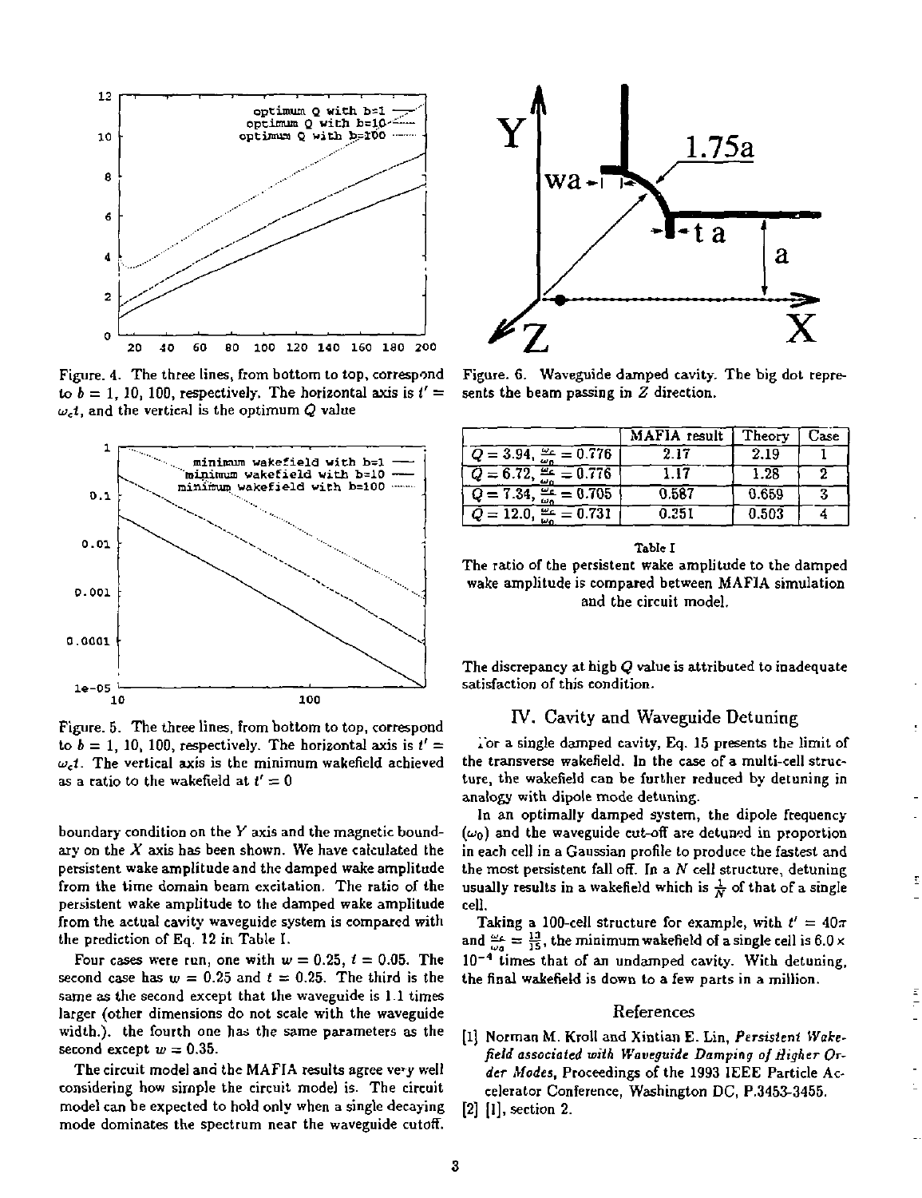Figure. 4. The three lines, from bottom to top, correspond to $b = 1$, 10, 100, respectively. The horizontal axis is $t' = \omega_c t$, and the vertical is the optimum $Q$ value

Figure. 5. The three lines, from bottom to top, correspond to $b = 1$, 10, 100, respectively. The horizontal axis is $t' = \omega_c t$. The vertical axis is the minimum wakefield achieved as a ratio to the wakefield at $t' = 0$

boundary condition on the $Y$ axis and the magnetic boundary on the $X$ axis has been shown. We have calculated the persistent wake amplitude and the damped wake amplitude from the time domain beam excitation. The ratio of the persistent wake amplitude to the damped wake amplitude from the actual cavity waveguide system is compared with the prediction of Eq. 12 in Table I.

Four cases were run, one with $w = 0.25$, $t = 0.05$. The second case has $w = 0.25$ and $t = 0.25$. The third is the same as the second except that the waveguide is 1.1 times larger (other dimensions do not scale with the waveguide width.). the fourth one has the same parameters as the second except $w = 0.35$.

The circuit model and the MAFIA results agree very well considering how simple the circuit model is. The circuit model can be expected to hold only when a single decaying mode dominates the spectrum near the waveguide cutoff.

Figure. 6. Waveguide damped cavity. The big dot represents the beam passing in $Z$ direction.

| | MAFIA result | Theory | Case |
|---|---|---|---|
| $Q = 3.94$, $\frac{\omega_c}{\omega_0} = 0.776$ | 2.17 | 2.19 | 1 |
| $Q = 6.72$, $\frac{\omega_c}{\omega_0} = 0.776$ | 1.17 | 1.28 | 2 |
| $Q = 7.34$, $\frac{\omega_c}{\omega_0} = 0.705$ | 0.587 | 0.659 | 3 |
| $Q = 12.0$, $\frac{\omega_c}{\omega_0} = 0.731$ | 0.251 | 0.503 | 4 |

Table I

The ratio of the persistent wake amplitude to the damped wake amplitude is compared between MAFIA simulation and the circuit model.

The discrepancy at high $Q$ value is attributed to inadequate satisfaction of this condition.

## IV. Cavity and Waveguide Detuning

For a single damped cavity, Eq. 15 presents the limit of the transverse wakefield. In the case of a multi-cell structure, the wakefield can be further reduced by detuning in analogy with dipole mode detuning.

In an optimally damped system, the dipole frequency ($\omega_0$) and the waveguide cut-off are detuned in proportion in each cell in a Gaussian profile to produce the fastest and the most persistent fall off. In a $N$ cell structure, detuning usually results in a wakefield which is $\frac{1}{N}$ of that of a single cell.

Taking a 100-cell structure for example, with $t' = 40\pi$ and $\frac{\omega_c}{\omega_0} = \frac{13}{15}$, the minimum wakefield of a single cell is $6.0 \times 10^{-4}$ times that of an undamped cavity. With detuning, the final wakefield is down to a few parts in a million.

## References

[1] Norman M. Kroll and Xintian E. Lin, *Persistent Wakefield associated with Waveguide Damping of Higher Order Modes*, Proceedings of the 1993 IEEE Particle Accelerator Conference, Washington DC, P.3453-3455.

[2] [1], section 2.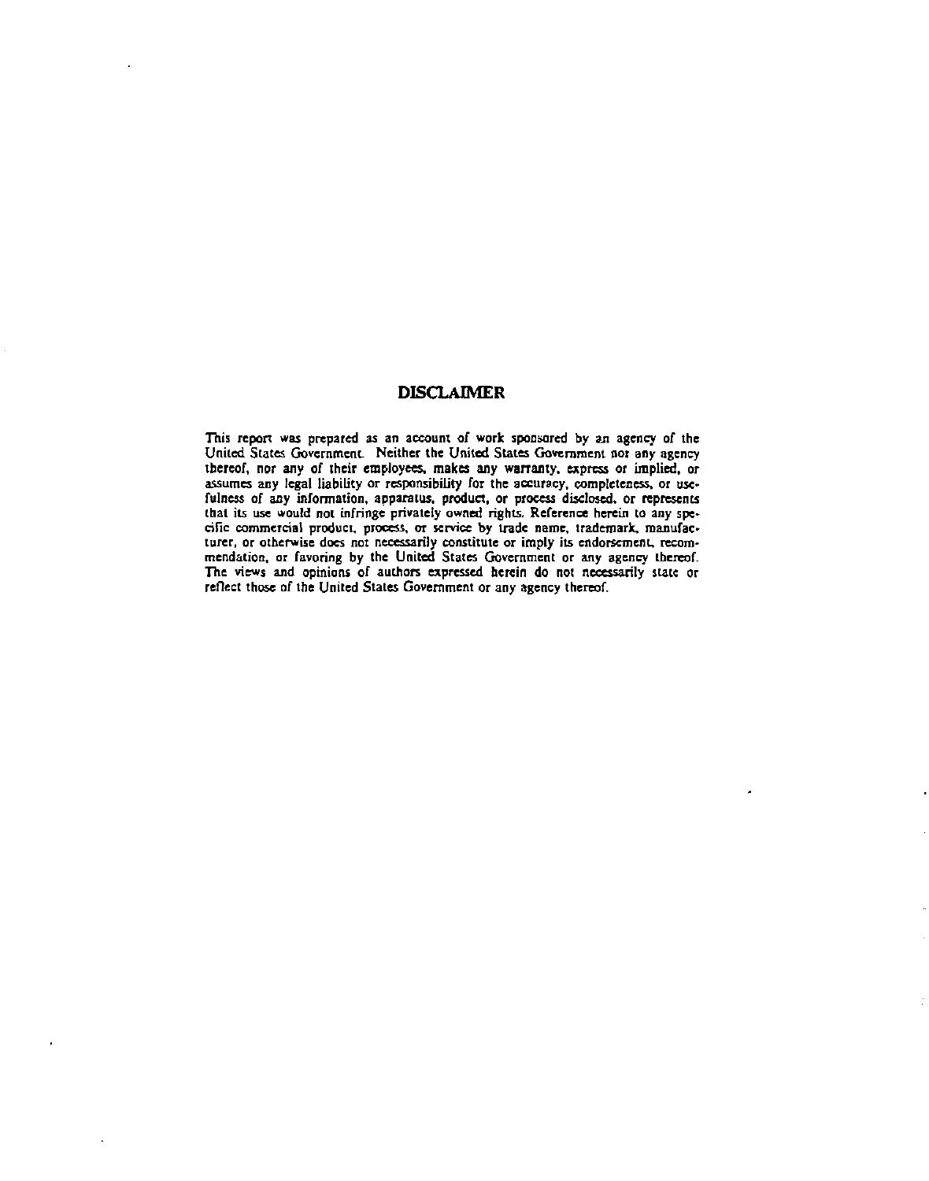## DISCLAIMER

This report was prepared as an account of work sponsored by an agency of the United States Government. Neither the United States Government nor any agency thereof, nor any of their employees, makes any warranty, express or implied, or assumes any legal liability or responsibility for the accuracy, completeness, or usefulness of any information, apparatus, product, or process disclosed, or represents that its use would not infringe privately owned rights. Reference herein to any specific commercial product, process, or service by trade name, trademark, manufacturer, or otherwise does not necessarily constitute or imply its endorsement, recommendation, or favoring by the United States Government or any agency thereof. The views and opinions of authors expressed herein do not necessarily state or reflect those of the United States Government or any agency thereof.